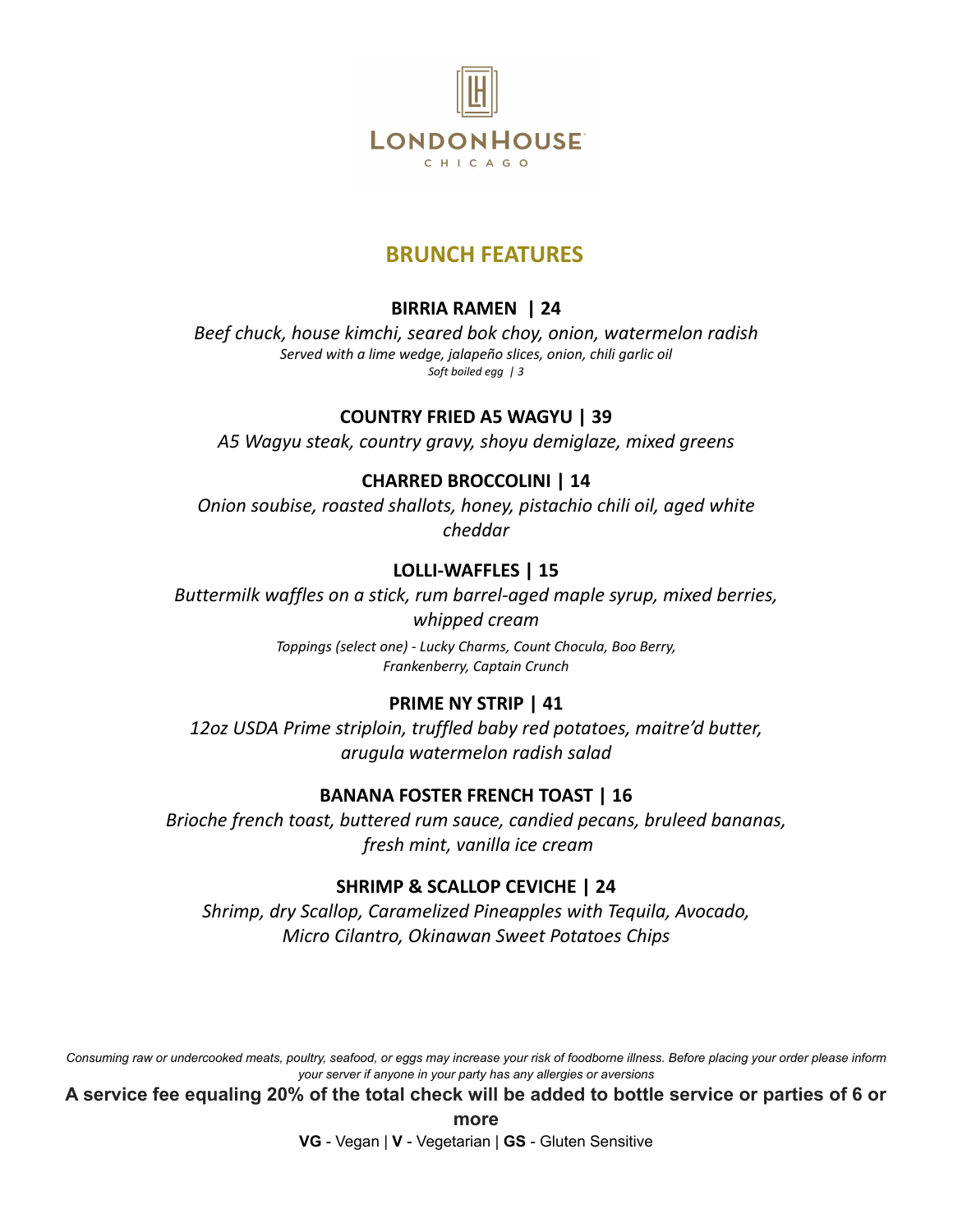LONDONHOUSE
CHICAGO

# BRUNCH FEATURES

### BIRRIA RAMEN | 24

*Beef chuck, house kimchi, seared bok choy, onion, watermelon radish*

*Served with a lime wedge, jalapeño slices, onion, chili garlic oil*

*Soft boiled egg | 3*

### COUNTRY FRIED A5 WAGYU | 39

*A5 Wagyu steak, country gravy, shoyu demiglaze, mixed greens*

### CHARRED BROCCOLINI | 14

*Onion soubise, roasted shallots, honey, pistachio chili oil, aged white cheddar*

### LOLLI-WAFFLES | 15

*Buttermilk waffles on a stick, rum barrel-aged maple syrup, mixed berries, whipped cream*

*Toppings (select one) - Lucky Charms, Count Chocula, Boo Berry, Frankenberry, Captain Crunch*

### PRIME NY STRIP | 41

*12oz USDA Prime striploin, truffled baby red potatoes, maitre'd butter, arugula watermelon radish salad*

### BANANA FOSTER FRENCH TOAST | 16

*Brioche french toast, buttered rum sauce, candied pecans, bruleed bananas, fresh mint, vanilla ice cream*

### SHRIMP & SCALLOP CEVICHE | 24

*Shrimp, dry Scallop, Caramelized Pineapples with Tequila, Avocado, Micro Cilantro, Okinawan Sweet Potatoes Chips*

*Consuming raw or undercooked meats, poultry, seafood, or eggs may increase your risk of foodborne illness. Before placing your order please inform your server if anyone in your party has any allergies or aversions*

**A service fee equaling 20% of the total check will be added to bottle service or parties of 6 or more**

**VG** - Vegan | **V** - Vegetarian | **GS** - Gluten Sensitive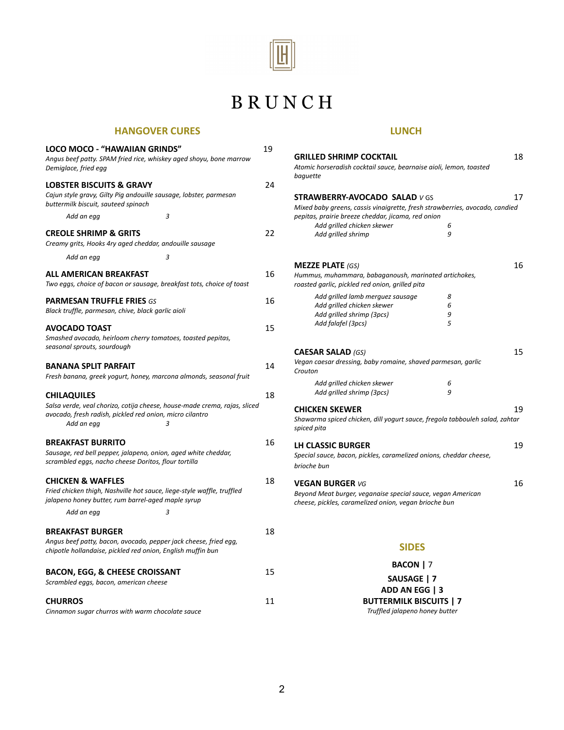# BRUNCH

## HANGOVER CURES

**LOCO MOCO - "HAWAIIAN GRINDS"** 19
*Angus beef patty. SPAM fried rice, whiskey aged shoyu, bone marrow Demiglace, fried egg*

**LOBSTER BISCUITS & GRAVY** 24
*Cajun style gravy, Gilty Pig andouille sausage, lobster, parmesan buttermilk biscuit, sauteed spinach*
*Add an egg* 3

**CREOLE SHRIMP & GRITS** 22
*Creamy grits, Hooks 4ry aged cheddar, andouille sausage*
*Add an egg* 3

**ALL AMERICAN BREAKFAST** 16
*Two eggs, choice of bacon or sausage, breakfast tots, choice of toast*

**PARMESAN TRUFFLE FRIES** *GS* 16
*Black truffle, parmesan, chive, black garlic aioli*

**AVOCADO TOAST** 15
*Smashed avocado, heirloom cherry tomatoes, toasted pepitas, seasonal sprouts, sourdough*

**BANANA SPLIT PARFAIT** 14
*Fresh banana, greek yogurt, honey, marcona almonds, seasonal fruit*

**CHILAQUILES** 18
*Salsa verde, veal chorizo, cotija cheese, house-made crema, rajas, sliced avocado, fresh radish, pickled red onion, micro cilantro*
*Add an egg* 3

**BREAKFAST BURRITO** 16
*Sausage, red bell pepper, jalapeno, onion, aged white cheddar, scrambled eggs, nacho cheese Doritos, flour tortilla*

**CHICKEN & WAFFLES** 18
*Fried chicken thigh, Nashville hot sauce, liege-style waffle, truffled jalapeno honey butter, rum barrel-aged maple syrup*
*Add an egg* 3

**BREAKFAST BURGER** 18
*Angus beef patty, bacon, avocado, pepper jack cheese, fried egg, chipotle hollandaise, pickled red onion, English muffin bun*

**BACON, EGG, & CHEESE CROISSANT** 15
*Scrambled eggs, bacon, american cheese*

**CHURROS** 11
*Cinnamon sugar churros with warm chocolate sauce*

## LUNCH

**GRILLED SHRIMP COCKTAIL** 18
*Atomic horseradish cocktail sauce, bearnaise aioli, lemon, toasted baguette*

**STRAWBERRY-AVOCADO SALAD** *V* GS 17
*Mixed baby greens, cassis vinaigrette, fresh strawberries, avocado, candied pepitas, prairie breeze cheddar, jicama, red onion*
*Add grilled chicken skewer* 6
*Add grilled shrimp* 9

**MEZZE PLATE** *(GS)* 16
*Hummus, muhammara, babaganoush, marinated artichokes, roasted garlic, pickled red onion, grilled pita*
*Add grilled lamb merguez sausage* 8
*Add grilled chicken skewer* 6
*Add grilled shrimp (3pcs)* 9
*Add falafel (3pcs)* 5

**CAESAR SALAD** *(GS)* 15
*Vegan caesar dressing, baby romaine, shaved parmesan, garlic Crouton*
*Add grilled chicken skewer* 6
*Add grilled shrimp (3pcs)* 9

**CHICKEN SKEWER** 19
*Shawarma spiced chicken, dill yogurt sauce, fregola tabbouleh salad, zahtar spiced pita*

**LH CLASSIC BURGER** 19
*Special sauce, bacon, pickles, caramelized onions, cheddar cheese, brioche bun*

**VEGAN BURGER** *VG* 16
*Beyond Meat burger, veganaise special sauce, vegan American cheese, pickles, caramelized onion, vegan brioche bun*

## SIDES

**BACON |** 7
**SAUSAGE | 7**
**ADD AN EGG | 3**
**BUTTERMILK BISCUITS | 7**
*Truffled jalapeno honey butter*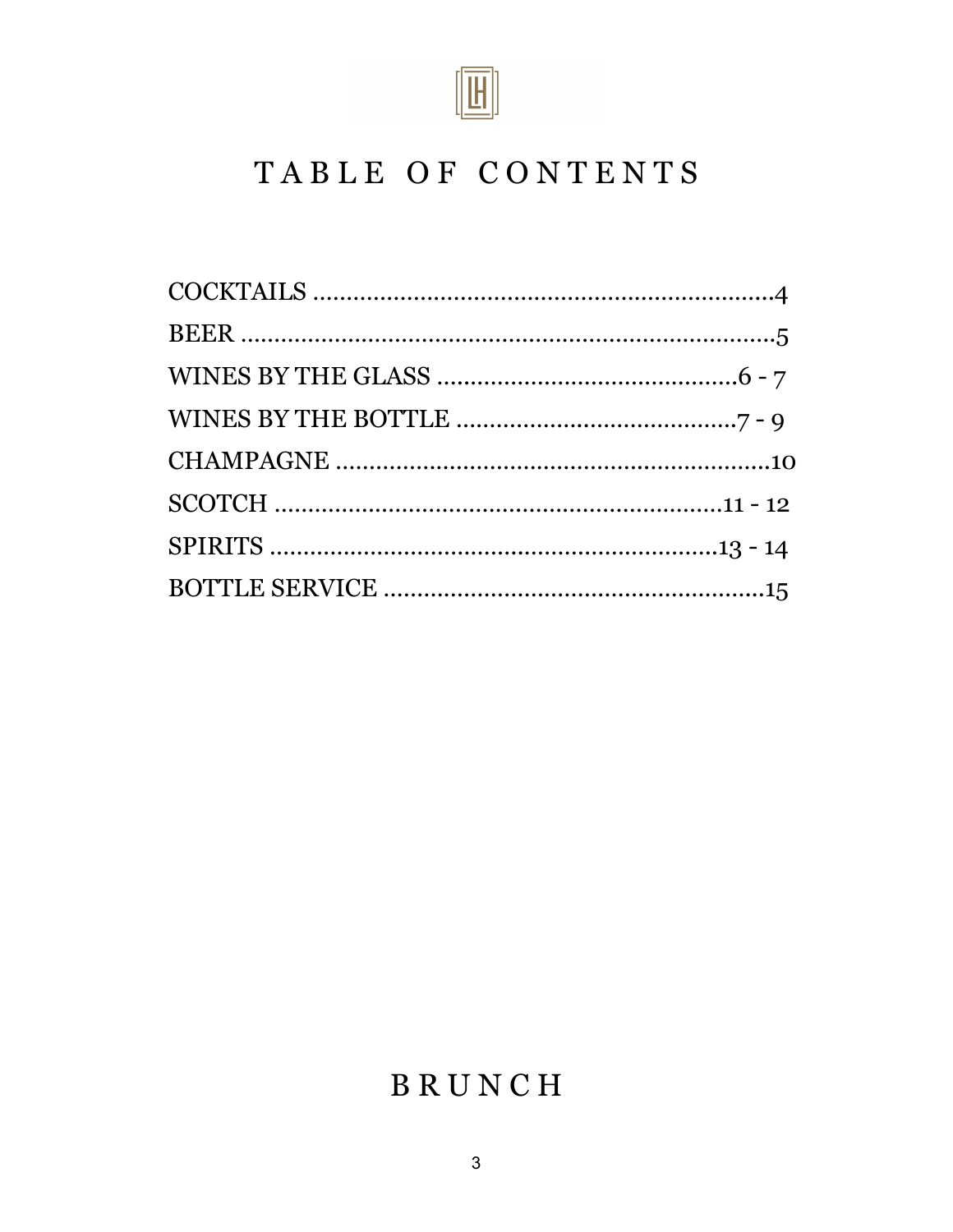# TABLE OF CONTENTS

COCKTAILS ....................................................................4
BEER ..............................................................................5
WINES BY THE GLASS .............................................6 - 7
WINES BY THE BOTTLE ..........................................7 - 9
CHAMPAGNE ................................................................10
SCOTCH ...................................................................11 - 12
SPIRITS ...................................................................13 - 14
BOTTLE SERVICE .........................................................15

# BRUNCH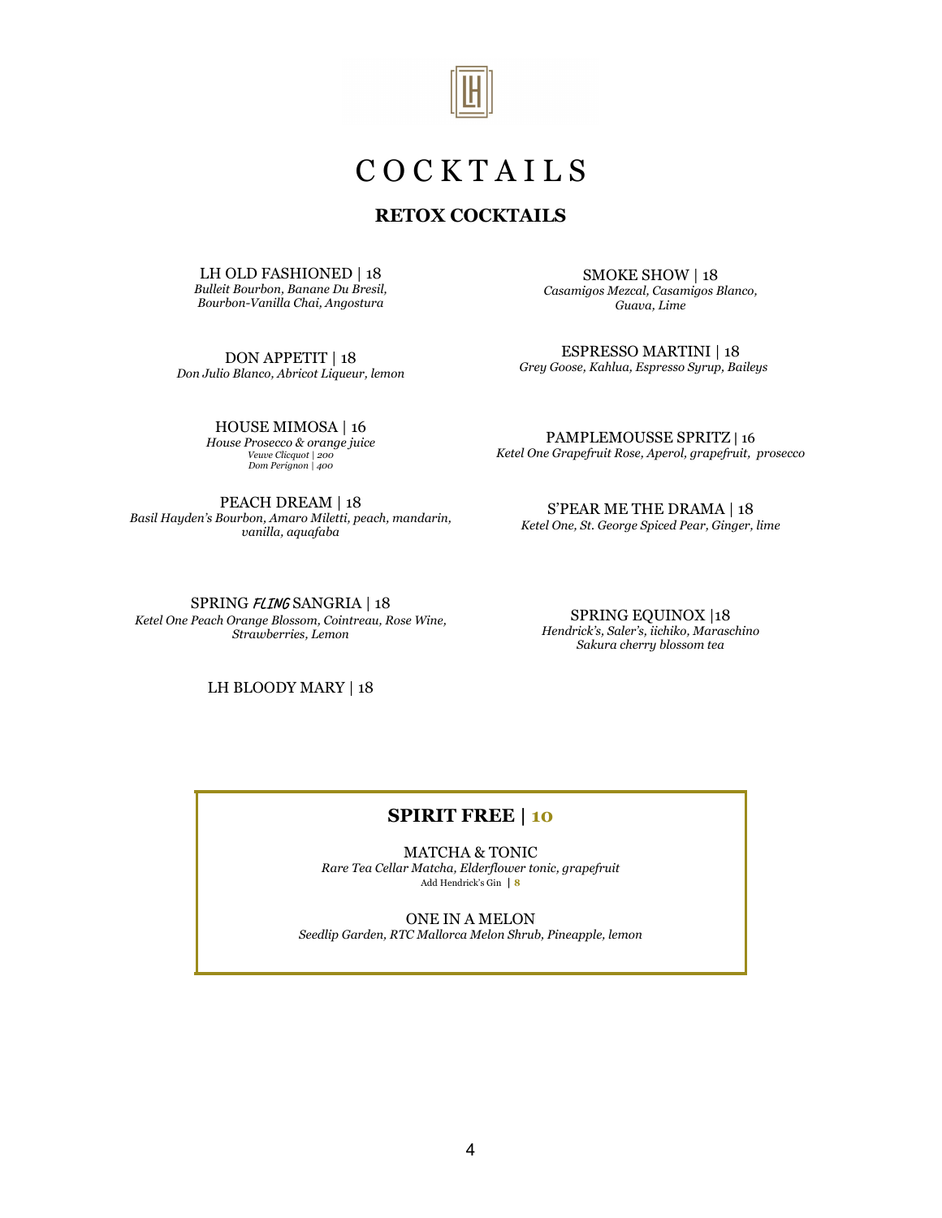# COCKTAILS

## RETOX COCKTAILS

LH OLD FASHIONED | 18
*Bulleit Bourbon, Banane Du Bresil, Bourbon-Vanilla Chai, Angostura*

SMOKE SHOW | 18
*Casamigos Mezcal, Casamigos Blanco, Guava, Lime*

DON APPETIT | 18
*Don Julio Blanco, Abricot Liqueur, lemon*

ESPRESSO MARTINI | 18
*Grey Goose, Kahlua, Espresso Syrup, Baileys*

HOUSE MIMOSA | 16
*House Prosecco & orange juice*
*Veuve Clicquot | 200*
*Dom Perignon | 400*

PAMPLEMOUSSE SPRITZ | 16
*Ketel One Grapefruit Rose, Aperol, grapefruit, prosecco*

PEACH DREAM | 18
*Basil Hayden's Bourbon, Amaro Miletti, peach, mandarin, vanilla, aquafaba*

S'PEAR ME THE DRAMA | 18
*Ketel One, St. George Spiced Pear, Ginger, lime*

SPRING *FLING* SANGRIA | 18
*Ketel One Peach Orange Blossom, Cointreau, Rose Wine, Strawberries, Lemon*

SPRING EQUINOX |18
*Hendrick's, Saler's, iichiko, Maraschino Sakura cherry blossom tea*

LH BLOODY MARY | 18

## SPIRIT FREE | 10

MATCHA & TONIC
*Rare Tea Cellar Matcha, Elderflower tonic, grapefruit*
Add Hendrick's Gin | 8

ONE IN A MELON
*Seedlip Garden, RTC Mallorca Melon Shrub, Pineapple, lemon*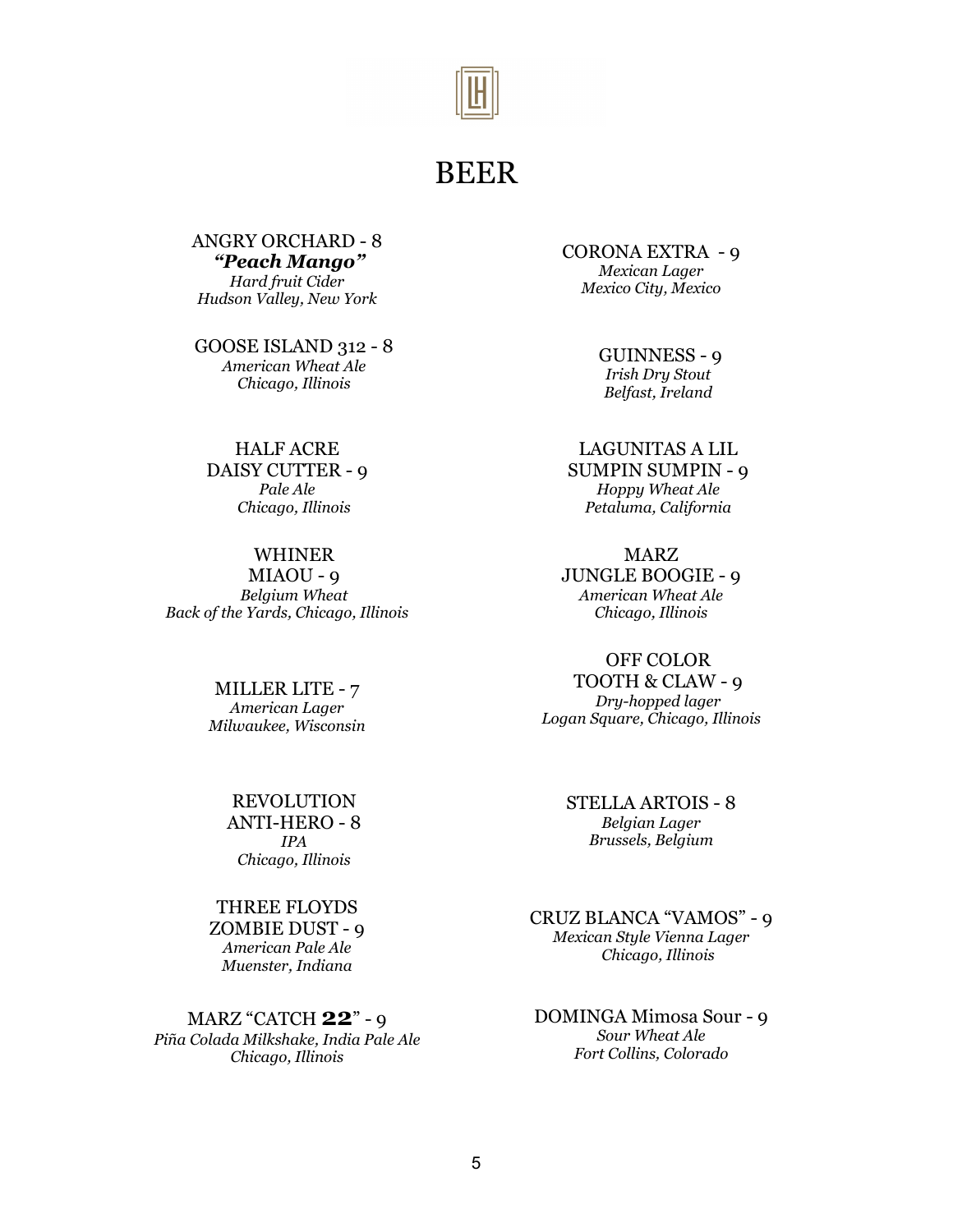# BEER

ANGRY ORCHARD - 8
***"Peach Mango"***
*Hard fruit Cider*
*Hudson Valley, New York*

CORONA EXTRA - 9
*Mexican Lager*
*Mexico City, Mexico*

GOOSE ISLAND 312 - 8
*American Wheat Ale*
*Chicago, Illinois*

GUINNESS - 9
*Irish Dry Stout*
*Belfast, Ireland*

HALF ACRE
DAISY CUTTER - 9
*Pale Ale*
*Chicago, Illinois*

LAGUNITAS A LIL
SUMPIN SUMPIN - 9
*Hoppy Wheat Ale*
*Petaluma, California*

WHINER
MIAOU - 9
*Belgium Wheat*
*Back of the Yards, Chicago, Illinois*

MARZ
JUNGLE BOOGIE - 9
*American Wheat Ale*
*Chicago, Illinois*

MILLER LITE - 7
*American Lager*
*Milwaukee, Wisconsin*

OFF COLOR
TOOTH & CLAW - 9
*Dry-hopped lager*
*Logan Square, Chicago, Illinois*

REVOLUTION
ANTI-HERO - 8
*IPA*
*Chicago, Illinois*

STELLA ARTOIS - 8
*Belgian Lager*
*Brussels, Belgium*

THREE FLOYDS
ZOMBIE DUST - 9
*American Pale Ale*
*Muenster, Indiana*

CRUZ BLANCA "VAMOS" - 9
*Mexican Style Vienna Lager*
*Chicago, Illinois*

MARZ "CATCH **22**" - 9
*Piña Colada Milkshake, India Pale Ale*
*Chicago, Illinois*

DOMINGA Mimosa Sour - 9
*Sour Wheat Ale*
*Fort Collins, Colorado*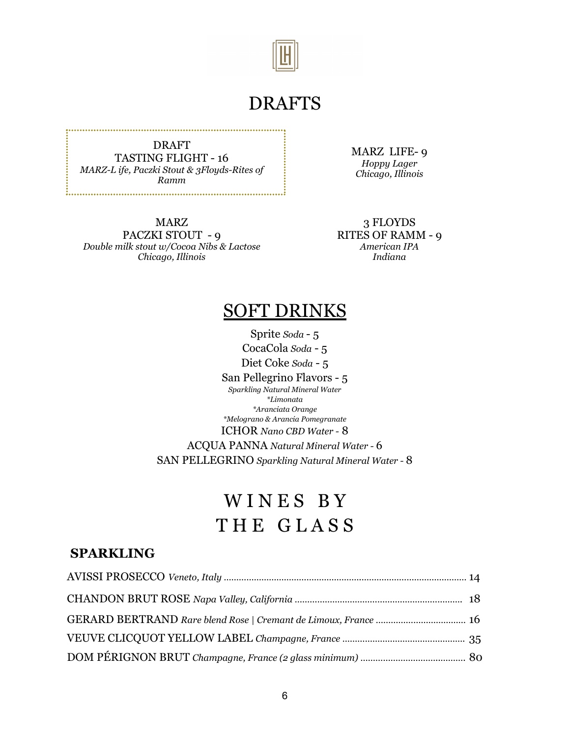# DRAFTS

DRAFT
TASTING FLIGHT - 16
*MARZ-L ife, Paczki Stout & 3Floyds-Rites of Ramm*

MARZ LIFE- 9
*Hoppy Lager*
*Chicago, Illinois*

MARZ
PACZKI STOUT - 9
*Double milk stout w/Cocoa Nibs & Lactose*
*Chicago, Illinois*

3 FLOYDS
RITES OF RAMM - 9
*American IPA*
*Indiana*

# SOFT DRINKS

Sprite *Soda* - 5

CocaCola *Soda* - 5

Diet Coke *Soda* - 5

San Pellegrino Flavors - 5
*Sparkling Natural Mineral Water*
*\*Limonata*
*\*Aranciata Orange*
*\*Melograno & Arancia Pomegranate*

ICHOR *Nano CBD Water* - 8

ACQUA PANNA *Natural Mineral Water* - 6

SAN PELLEGRINO *Sparkling Natural Mineral Water* - 8

# WINES BY THE GLASS

## SPARKLING

AVISSI PROSECCO *Veneto, Italy* ........ 14

CHANDON BRUT ROSE *Napa Valley, California* ........ 18

GERARD BERTRAND *Rare blend Rose | Cremant de Limoux, France* ........ 16

VEUVE CLICQUOT YELLOW LABEL *Champagne, France* ........ 35

DOM PÉRIGNON BRUT *Champagne, France (2 glass minimum)* ........ 80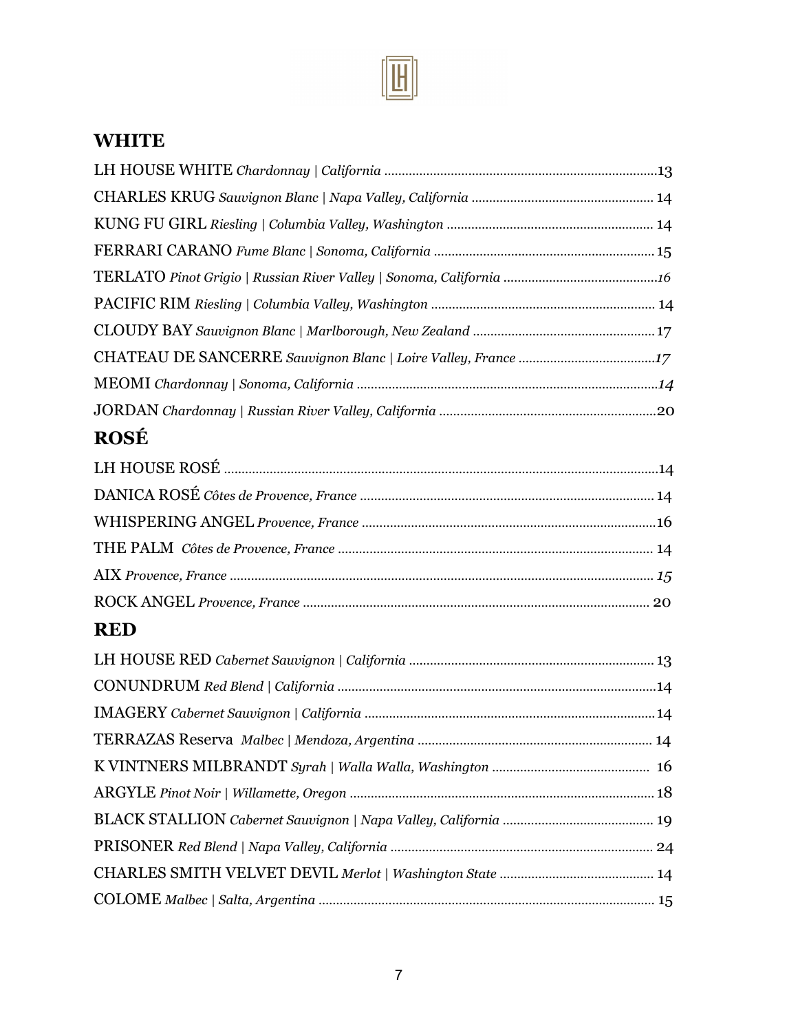## WHITE

LH HOUSE WHITE *Chardonnay | California* ............................................................................13

CHARLES KRUG *Sauvignon Blanc | Napa Valley, California* .................................................... 14

KUNG FU GIRL *Riesling | Columbia Valley, Washington* .......................................................... 14

FERRARI CARANO *Fume Blanc | Sonoma, California* .............................................................. 15

TERLATO *Pinot Grigio | Russian River Valley | Sonoma, California* ...........................................*16*

PACIFIC RIM *Riesling | Columbia Valley, Washington* ............................................................... 14

CLOUDY BAY *Sauvignon Blanc | Marlborough, New Zealand* ................................................... 17

CHATEAU DE SANCERRE *Sauvignon Blanc | Loire Valley, France* ......................................*17*

MEOMI *Chardonnay | Sonoma, California* .....................................................................................*14*

JORDAN *Chardonnay | Russian River Valley, California* .............................................................20

## ROSÉ

LH HOUSE ROSÉ ..........................................................................................................................14

DANICA ROSÉ *Côtes de Provence, France* ................................................................................... 14

WHISPERING ANGEL *Provence, France* ...................................................................................16

THE PALM *Côtes de Provence, France* ........................................................................................ 14

AIX *Provence, France* .......................................................................................................................*15*

ROCK ANGEL *Provence, France* .................................................................................................. 20

## RED

LH HOUSE RED *Cabernet Sauvignon | California* ..................................................................... 13

CONUNDRUM *Red Blend | California* ..........................................................................................14

IMAGERY *Cabernet Sauvignon | California* ..................................................................................14

TERRAZAS Reserva *Malbec | Mendoza, Argentina* .................................................................. 14

K VINTNERS MILBRANDT *Syrah | Walla Walla, Washington* ............................................ 16

ARGYLE *Pinot Noir | Willamette, Oregon* ..................................................................................... 18

BLACK STALLION *Cabernet Sauvignon | Napa Valley, California* .......................................... 19

PRISONER *Red Blend | Napa Valley, California* .......................................................................... 24

CHARLES SMITH VELVET DEVIL *Merlot | Washington State* ............................................ 14

COLOME *Malbec | Salta, Argentina* .............................................................................................. 15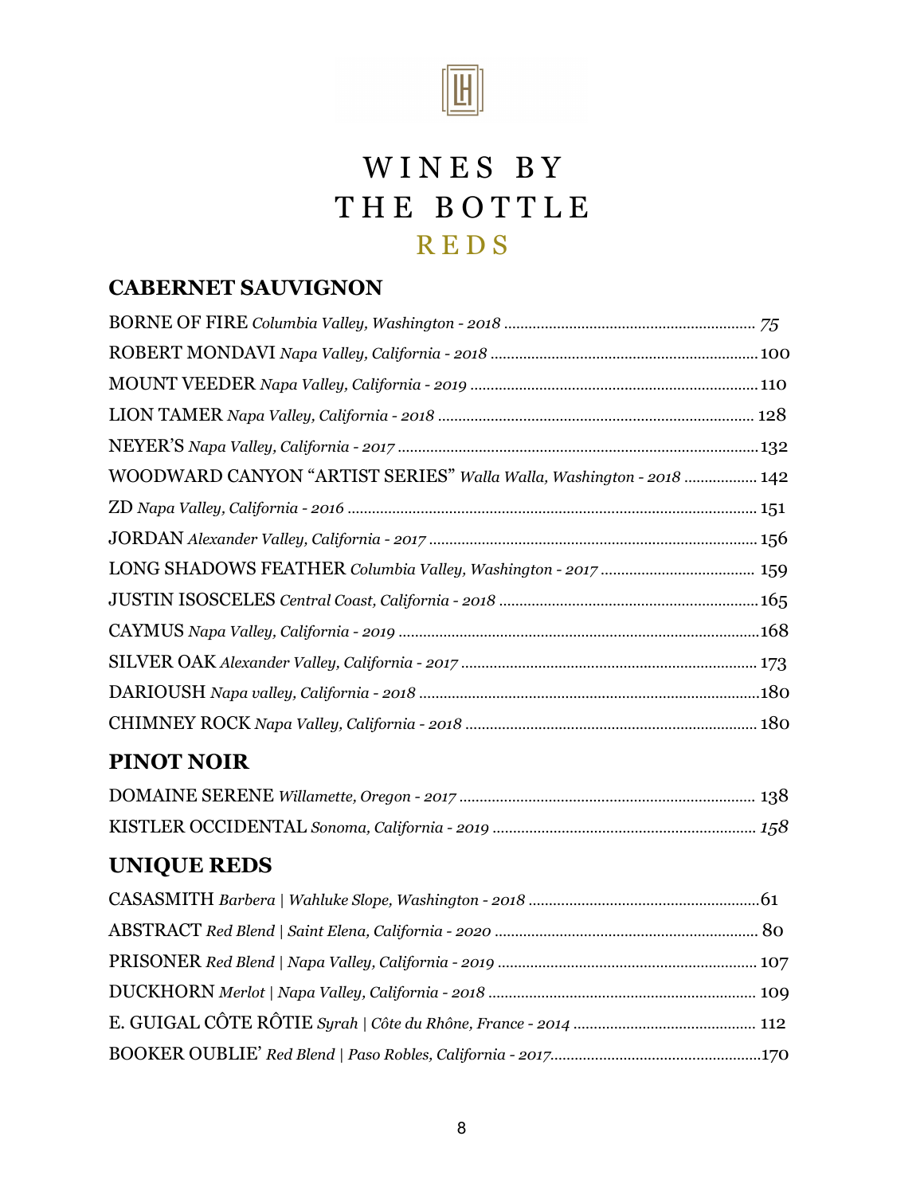# WINES BY THE BOTTLE

## REDS

### CABERNET SAUVIGNON

BORNE OF FIRE *Columbia Valley, Washington - 2018* ............ *75*

ROBERT MONDAVI *Napa Valley, California - 2018* ............ 100

MOUNT VEEDER *Napa Valley, California - 2019* ............ 110

LION TAMER *Napa Valley, California - 2018* ............ 128

NEYER'S *Napa Valley, California - 2017* ............ 132

WOODWARD CANYON "ARTIST SERIES" *Walla Walla, Washington - 2018* ............ 142

ZD *Napa Valley, California - 2016* ............ 151

JORDAN *Alexander Valley, California - 2017* ............ 156

LONG SHADOWS FEATHER *Columbia Valley, Washington - 2017* ............ 159

JUSTIN ISOSCELES *Central Coast, California - 2018* ............ 165

CAYMUS *Napa Valley, California - 2019* ............ 168

SILVER OAK *Alexander Valley, California - 2017* ............ 173

DARIOUSH *Napa valley, California - 2018* ............ 180

CHIMNEY ROCK *Napa Valley, California - 2018* ............ 180

### PINOT NOIR

DOMAINE SERENE *Willamette, Oregon - 2017* ............ 138

KISTLER OCCIDENTAL *Sonoma, California - 2019* ............ *158*

### UNIQUE REDS

CASASMITH *Barbera | Wahluke Slope, Washington - 2018* ............ 61

ABSTRACT *Red Blend | Saint Elena, California - 2020* ............ 80

PRISONER *Red Blend | Napa Valley, California - 2019* ............ 107

DUCKHORN *Merlot | Napa Valley, California - 2018* ............ 109

E. GUIGAL CÔTE RÔTIE *Syrah | Côte du Rhône, France - 2014* ............ 112

BOOKER OUBLIE' *Red Blend | Paso Robles, California - 2017*............ 170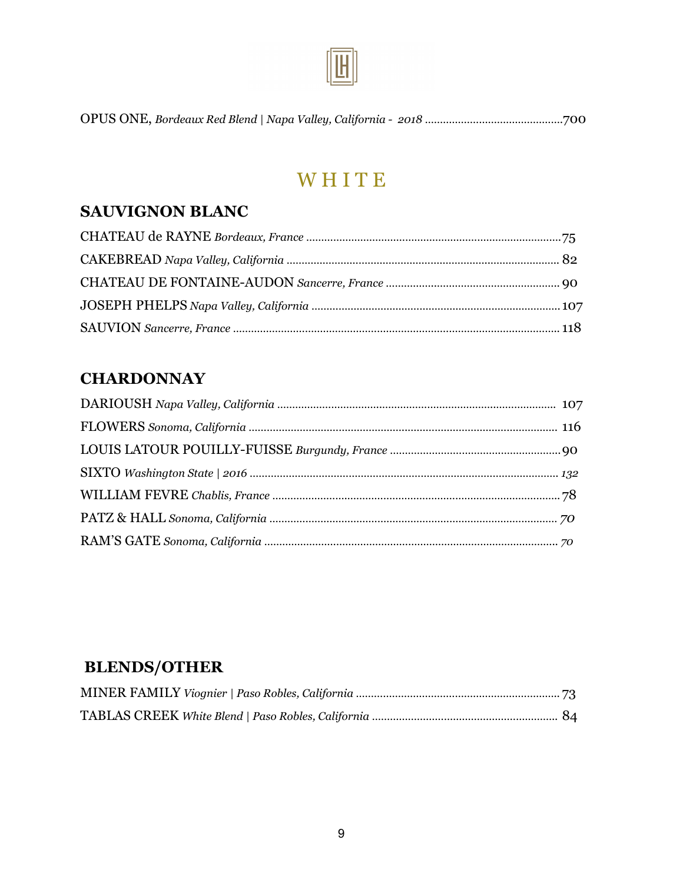OPUS ONE, *Bordeaux Red Blend | Napa Valley, California - 2018* ............................................700

# WHITE

## SAUVIGNON BLANC

CHATEAU de RAYNE *Bordeaux, France* ............................................................................75

CAKEBREAD *Napa Valley, California* .......................................................................... 82

CHATEAU DE FONTAINE-AUDON *Sancerre, France* ......................................................... 90

JOSEPH PHELPS *Napa Valley, California* ..................................................................107

SAUVION *Sancerre, France* ........................................................................................... 118

## CHARDONNAY

DARIOUSH *Napa Valley, California* ............................................................................ 107

FLOWERS *Sonoma, California* ...................................................................................... 116

LOUIS LATOUR POUILLY-FUISSE *Burgundy, France* ........................................................90

SIXTO *Washington State | 2016* ...................................................................................... *132*

WILLIAM FEVRE *Chablis, France* ...............................................................................78

PATZ & HALL *Sonoma, California* ............................................................................... *70*

RAM'S GATE *Sonoma, California* ................................................................................. *70*

## BLENDS/OTHER

MINER FAMILY *Viognier | Paso Robles, California* ...................................................73

TABLAS CREEK *White Blend | Paso Robles, California* ............................................. 84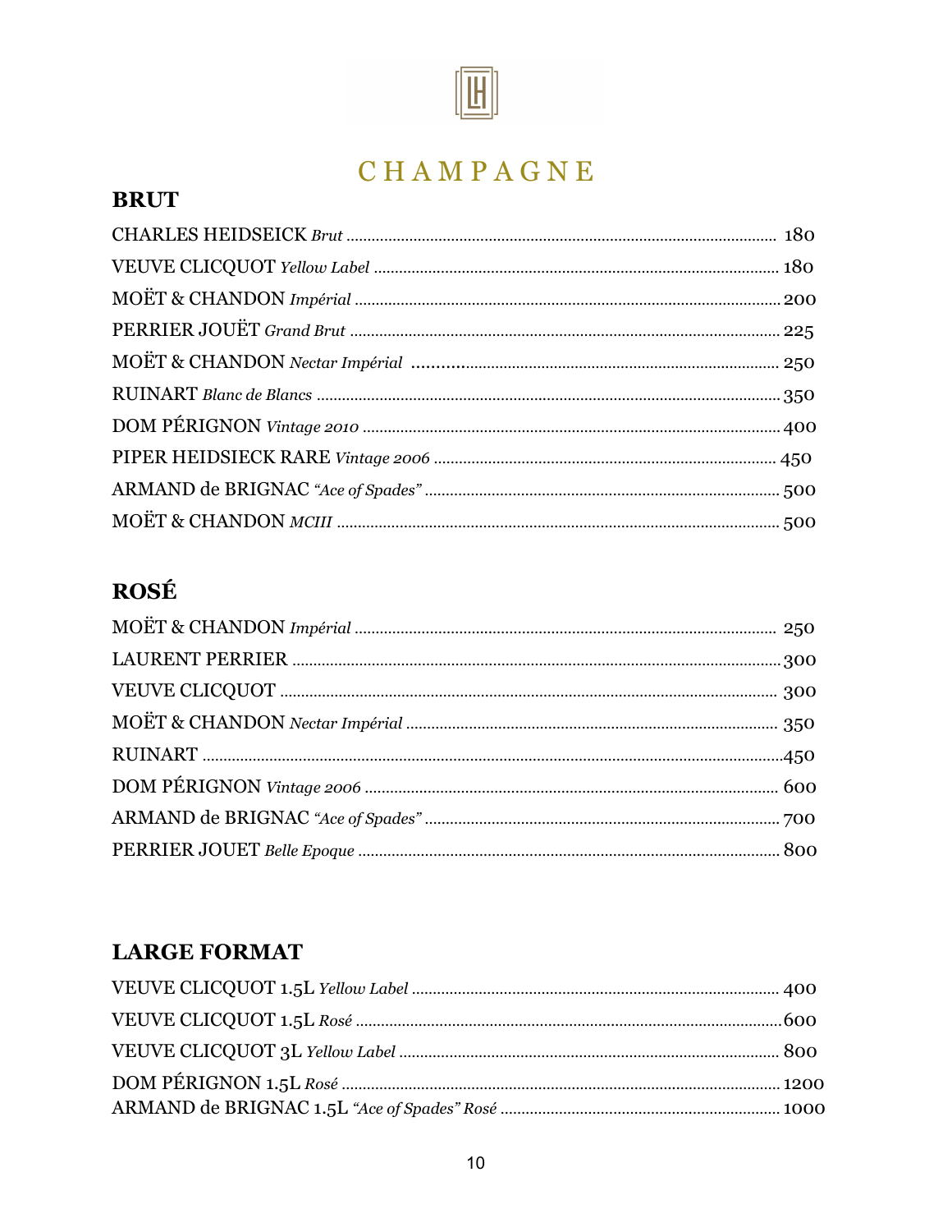# CHAMPAGNE

## BRUT

CHARLES HEIDSEICK *Brut* .......... 180
VEUVE CLICQUOT *Yellow Label* .......... 180
MOËT & CHANDON *Impérial* .......... 200
PERRIER JOUËT *Grand Brut* .......... 225
MOËT & CHANDON *Nectar Impérial* .......... 250
RUINART *Blanc de Blancs* .......... 350
DOM PÉRIGNON *Vintage 2010* .......... 400
PIPER HEIDSIECK RARE *Vintage 2006* .......... 450
ARMAND de BRIGNAC *"Ace of Spades"* .......... 500
MOËT & CHANDON *MCIII* .......... 500

## ROSÉ

MOËT & CHANDON *Impérial* .......... 250
LAURENT PERRIER .......... 300
VEUVE CLICQUOT .......... 300
MOËT & CHANDON *Nectar Impérial* .......... 350
RUINART .......... 450
DOM PÉRIGNON *Vintage 2006* .......... 600
ARMAND de BRIGNAC *"Ace of Spades"* .......... 700
PERRIER JOUET *Belle Epoque* .......... 800

## LARGE FORMAT

VEUVE CLICQUOT 1.5L *Yellow Label* .......... 400
VEUVE CLICQUOT 1.5L *Rosé* .......... 600
VEUVE CLICQUOT 3L *Yellow Label* .......... 800
DOM PÉRIGNON 1.5L *Rosé* .......... 1200
ARMAND de BRIGNAC 1.5L *"Ace of Spades" Rosé* .......... 1000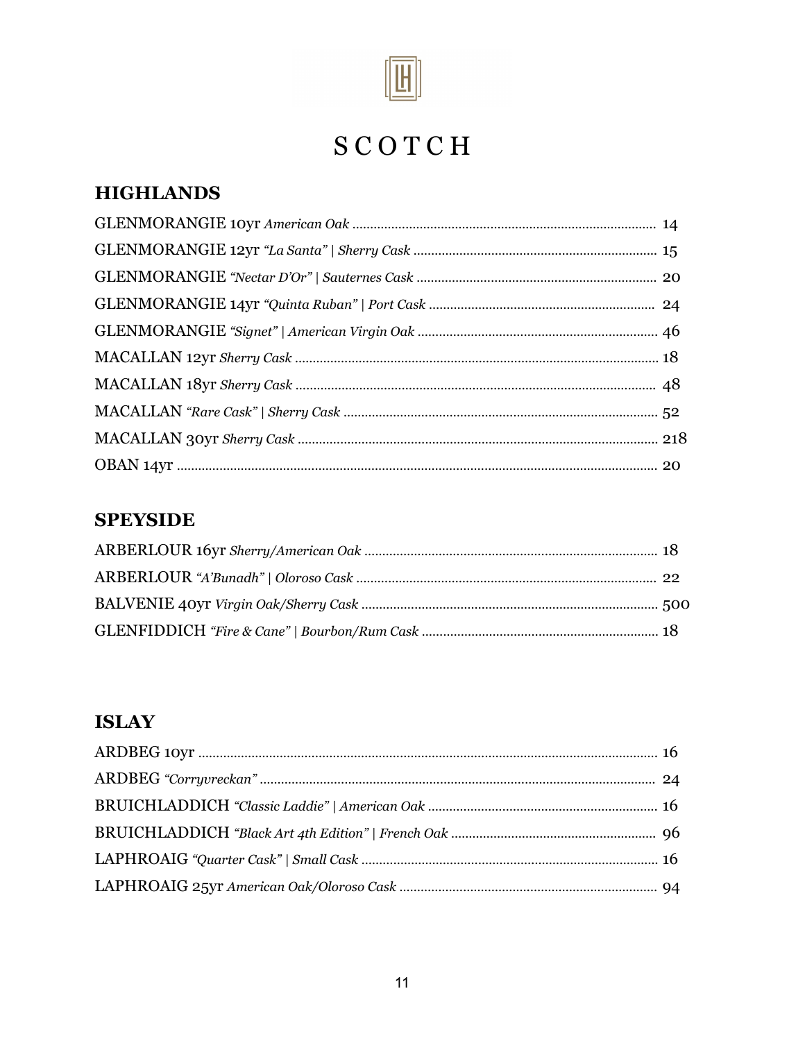# SCOTCH

## HIGHLANDS

GLENMORANGIE 10yr *American Oak* ........ 14
GLENMORANGIE 12yr *"La Santa" | Sherry Cask* ........ 15
GLENMORANGIE *"Nectar D'Or" | Sauternes Cask* ........ 20
GLENMORANGIE 14yr *"Quinta Ruban" | Port Cask* ........ 24
GLENMORANGIE *"Signet" | American Virgin Oak* ........ 46
MACALLAN 12yr *Sherry Cask* ........ 18
MACALLAN 18yr *Sherry Cask* ........ 48
MACALLAN *"Rare Cask" | Sherry Cask* ........ 52
MACALLAN 30yr *Sherry Cask* ........ 218
OBAN 14yr ........ 20

## SPEYSIDE

ARBERLOUR 16yr *Sherry/American Oak* ........ 18
ARBERLOUR *"A'Bunadh" | Oloroso Cask* ........ 22
BALVENIE 40yr *Virgin Oak/Sherry Cask* ........ 500
GLENFIDDICH *"Fire & Cane" | Bourbon/Rum Cask* ........ 18

## ISLAY

ARDBEG 10yr ........ 16
ARDBEG *"Corryvreckan"* ........ 24
BRUICHLADDICH *"Classic Laddie" | American Oak* ........ 16
BRUICHLADDICH *"Black Art 4th Edition" | French Oak* ........ 96
LAPHROAIG *"Quarter Cask" | Small Cask* ........ 16
LAPHROAIG 25yr *American Oak/Oloroso Cask* ........ 94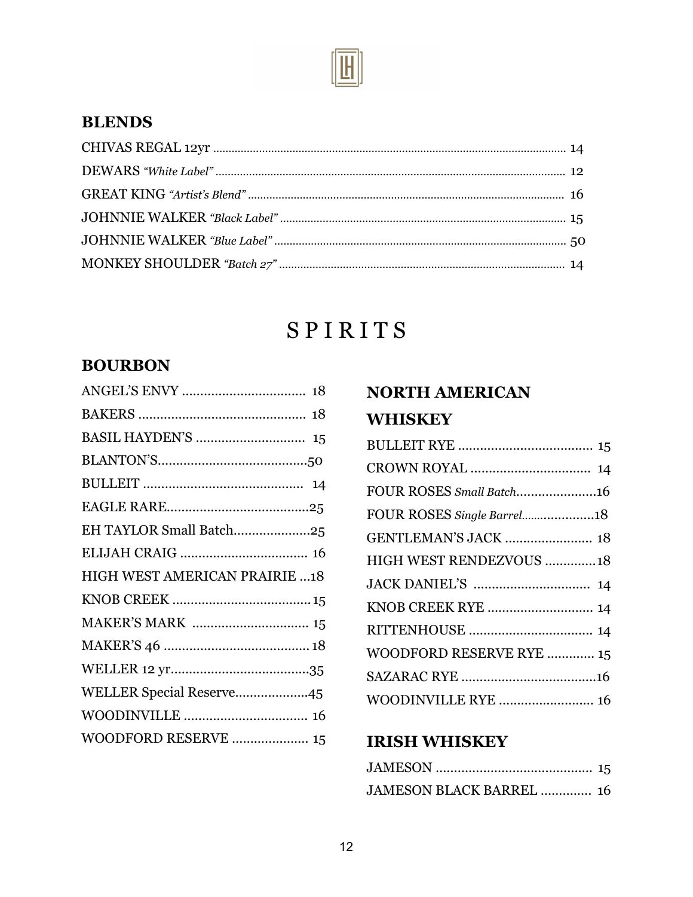## BLENDS

| Item | Price |
|---|---|
| CHIVAS REGAL 12yr | 14 |
| DEWARS *"White Label"* | 12 |
| GREAT KING *"Artist's Blend"* | 16 |
| JOHNNIE WALKER *"Black Label"* | 15 |
| JOHNNIE WALKER *"Blue Label"* | 50 |
| MONKEY SHOULDER *"Batch 27"* | 14 |

# SPIRITS

## BOURBON

| Item | Price |
|---|---|
| ANGEL'S ENVY | 18 |
| BAKERS | 18 |
| BASIL HAYDEN'S | 15 |
| BLANTON'S | 50 |
| BULLEIT | 14 |
| EAGLE RARE | 25 |
| EH TAYLOR Small Batch | 25 |
| ELIJAH CRAIG | 16 |
| HIGH WEST AMERICAN PRAIRIE | 18 |
| KNOB CREEK | 15 |
| MAKER'S MARK | 15 |
| MAKER'S 46 | 18 |
| WELLER 12 yr | 35 |
| WELLER Special Reserve | 45 |
| WOODINVILLE | 16 |
| WOODFORD RESERVE | 15 |

## NORTH AMERICAN WHISKEY

| Item | Price |
|---|---|
| BULLEIT RYE | 15 |
| CROWN ROYAL | 14 |
| FOUR ROSES *Small Batch* | 16 |
| FOUR ROSES *Single Barrel* | 18 |
| GENTLEMAN'S JACK | 18 |
| HIGH WEST RENDEZVOUS | 18 |
| JACK DANIEL'S | 14 |
| KNOB CREEK RYE | 14 |
| RITTENHOUSE | 14 |
| WOODFORD RESERVE RYE | 15 |
| SAZARAC RYE | 16 |
| WOODINVILLE RYE | 16 |

## IRISH WHISKEY

| Item | Price |
|---|---|
| JAMESON | 15 |
| JAMESON BLACK BARREL | 16 |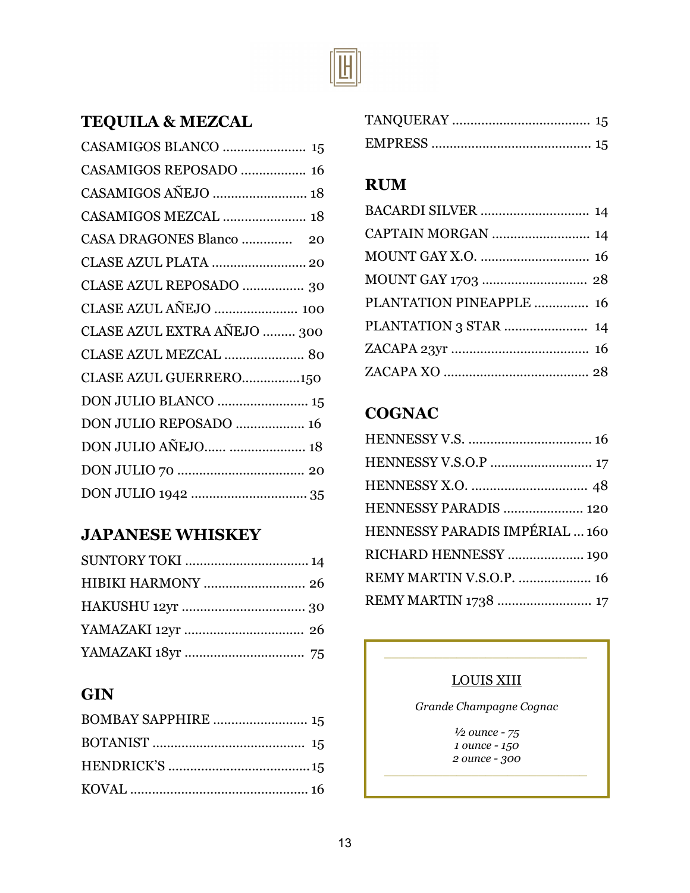## TEQUILA & MEZCAL

CASAMIGOS BLANCO ....................... 15
CASAMIGOS REPOSADO .................. 16
CASAMIGOS AÑEJO .......................... 18
CASAMIGOS MEZCAL ....................... 18
CASA DRAGONES Blanco .............. 20
CLASE AZUL PLATA .......................... 20
CLASE AZUL REPOSADO ................. 30
CLASE AZUL AÑEJO ....................... 100
CLASE AZUL EXTRA AÑEJO ......... 300
CLASE AZUL MEZCAL ...................... 80
CLASE AZUL GUERRERO................150
DON JULIO BLANCO ......................... 15
DON JULIO REPOSADO ................... 16
DON JULIO AÑEJO...... ..................... 18
DON JULIO 70 ................................... 20
DON JULIO 1942 ................................ 35

## JAPANESE WHISKEY

SUNTORY TOKI .................................. 14
HIBIKI HARMONY ............................ 26
HAKUSHU 12yr .................................. 30
YAMAZAKI 12yr ................................. 26
YAMAZAKI 18yr ................................. 75

## GIN

BOMBAY SAPPHIRE .......................... 15
BOTANIST .......................................... 15
HENDRICK'S .......................................15
KOVAL ................................................ 16
TANQUERAY ..................................... 15
EMPRESS ............................................ 15

## RUM

BACARDI SILVER .............................. 14
CAPTAIN MORGAN ........................... 14
MOUNT GAY X.O. .............................. 16
MOUNT GAY 1703 ............................. 28
PLANTATION PINEAPPLE ............... 16
PLANTATION 3 STAR ....................... 14
ZACAPA 23yr ...................................... 16
ZACAPA XO ........................................ 28

## COGNAC

HENNESSY V.S. .................................. 16
HENNESSY V.S.O.P ............................ 17
HENNESSY X.O. ................................ 48
HENNESSY PARADIS ...................... 120
HENNESSY PARADIS IMPÉRIAL ... 160
RICHARD HENNESSY ..................... 190
REMY MARTIN V.S.O.P. .................... 16
REMY MARTIN 1738 .......................... 17

---

LOUIS XIII

*Grande Champagne Cognac*

*½ ounce - 75*
*1 ounce - 150*
*2 ounce - 300*

---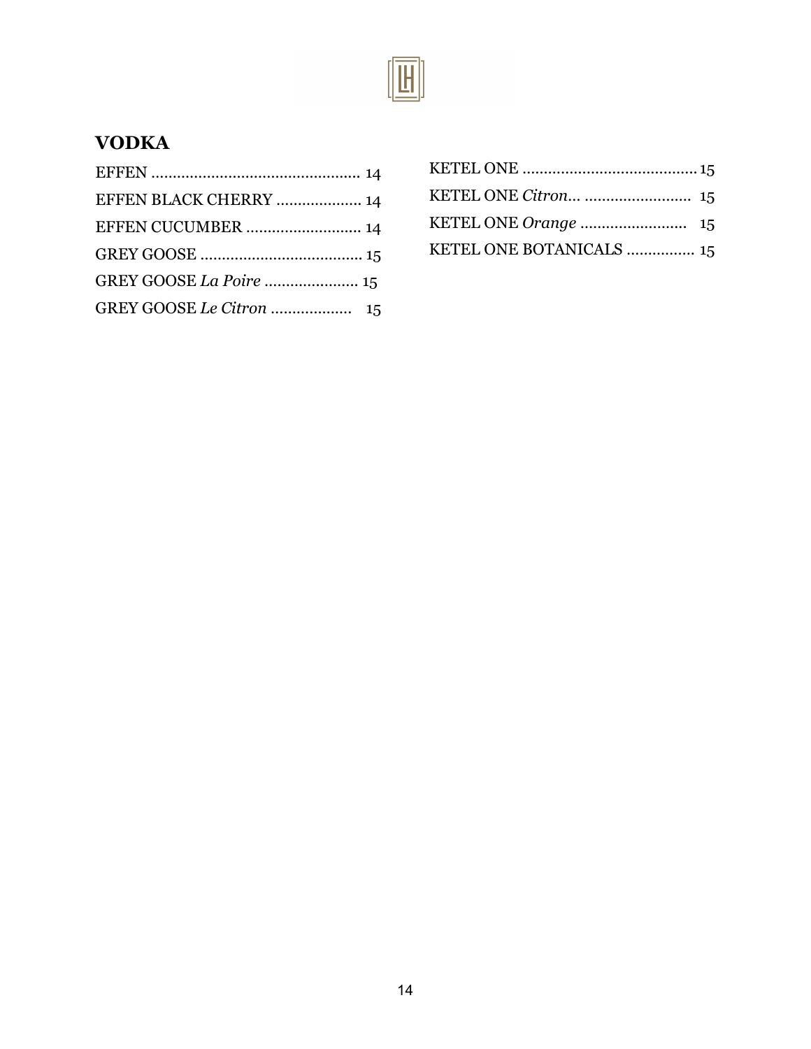## VODKA

EFFEN ................................................. 14

EFFEN BLACK CHERRY .................... 14

EFFEN CUCUMBER ........................... 14

GREY GOOSE ...................................... 15

GREY GOOSE *La Poire* ...................... 15

GREY GOOSE *Le Citron* ................... 15

KETEL ONE ......................................... 15

KETEL ONE *Citron*... ......................... 15

KETEL ONE *Orange* ......................... 15

KETEL ONE BOTANICALS ................ 15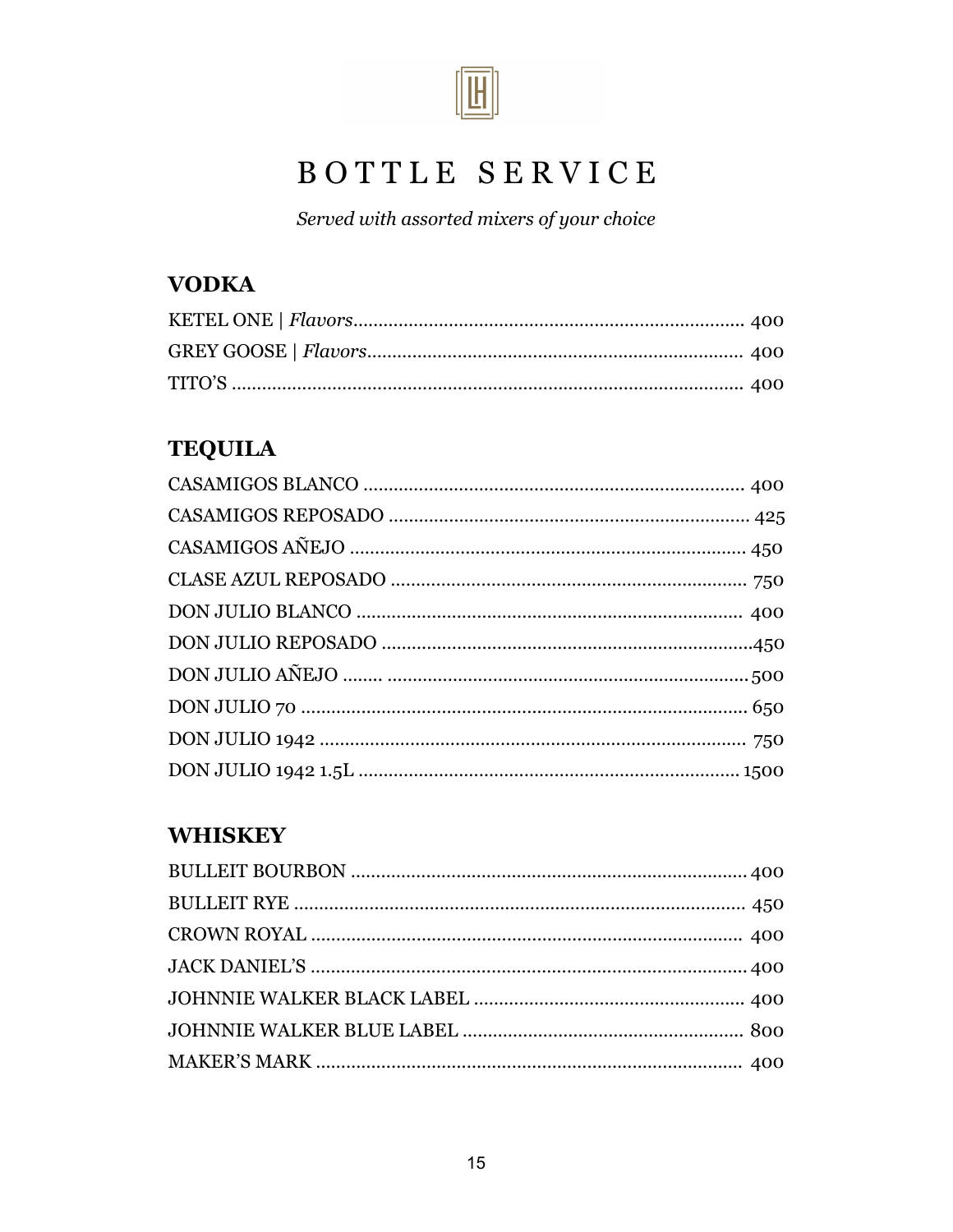# BOTTLE SERVICE

*Served with assorted mixers of your choice*

## VODKA

KETEL ONE | *Flavors*............................................................................ 400
GREY GOOSE | *Flavors*.......................................................................... 400
TITO'S .................................................................................................... 400

## TEQUILA

CASAMIGOS BLANCO ........................................................................... 400
CASAMIGOS REPOSADO ....................................................................... 425
CASAMIGOS AÑEJO .............................................................................. 450
CLASE AZUL REPOSADO ...................................................................... 750
DON JULIO BLANCO ............................................................................ 400
DON JULIO REPOSADO .........................................................................450
DON JULIO AÑEJO ........ ........................................................................500
DON JULIO 70 ........................................................................................ 650
DON JULIO 1942 ..................................................................................... 750
DON JULIO 1942 1.5L ............................................................................1500

## WHISKEY

BULLEIT BOURBON ...............................................................................400
BULLEIT RYE .......................................................................................... 450
CROWN ROYAL ...................................................................................... 400
JACK DANIEL'S .......................................................................................400
JOHNNIE WALKER BLACK LABEL ...................................................... 400
JOHNNIE WALKER BLUE LABEL ........................................................ 800
MAKER'S MARK ..................................................................................... 400